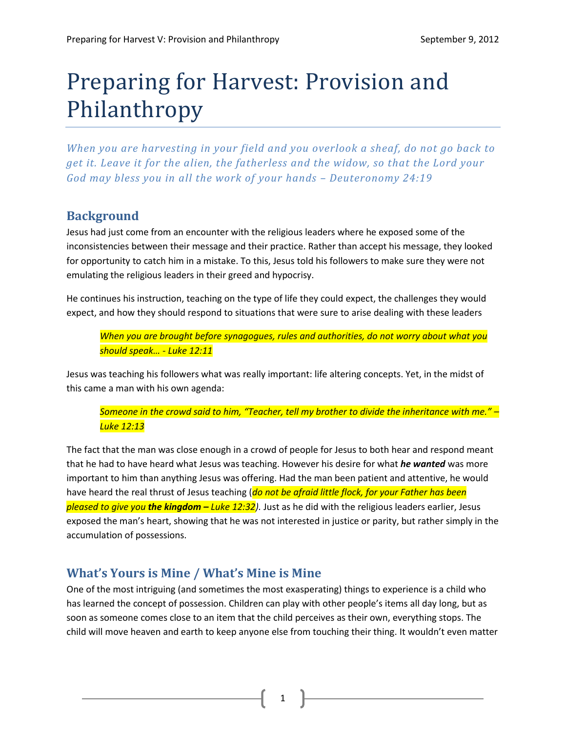# Preparing for Harvest: Provision and Philanthropy

*When you are harvesting in your field and you overlook a sheaf, do not go back to get it. Leave it for the alien, the fatherless and the widow, so that the Lord your God may bless you in all the work of your hands – Deuteronomy 24:19*

## Background

Jesus had just come from an encounter with the religious leaders where he exposed some of the inconsistencies between their message and their practice. Rather than accept his message, they looked for opportunity to catch him in a mistake. To this, Jesus told his followers to make sure they were not emulating the religious leaders in their greed and hypocrisy.

He continues his instruction, teaching on the type of life they could expect, the challenges they would expect, and how they should respond to situations that were sure to arise dealing with these leaders

> *When you are brought before synagogues, rules and authorities, do not worry about what you should speak… - Luke 12:11*

Jesus was teaching his followers what was really important: life altering concepts. Yet, in the midst of this came a man with his own agenda:

> *Someone in the crowd said to him, "Teacher, tell my brother to divide the inheritance with me." – Luke 12:13*

The fact that the man was close enough in a crowd of people for Jesus to both hear and respond meant that he had to have heard what Jesus was teaching. However his desire for what ***he wanted*** was more important to him than anything Jesus was offering. Had the man been patient and attentive, he would have heard the real thrust of Jesus teaching (*do not be afraid little flock, for your Father has been pleased to give you **the kingdom –** Luke 12:32)*. Just as he did with the religious leaders earlier, Jesus exposed the man's heart, showing that he was not interested in justice or parity, but rather simply in the accumulation of possessions.

## What's Yours is Mine / What's Mine is Mine

One of the most intriguing (and sometimes the most exasperating) things to experience is a child who has learned the concept of possession. Children can play with other people's items all day long, but as soon as someone comes close to an item that the child perceives as their own, everything stops. The child will move heaven and earth to keep anyone else from touching their thing. It wouldn't even matter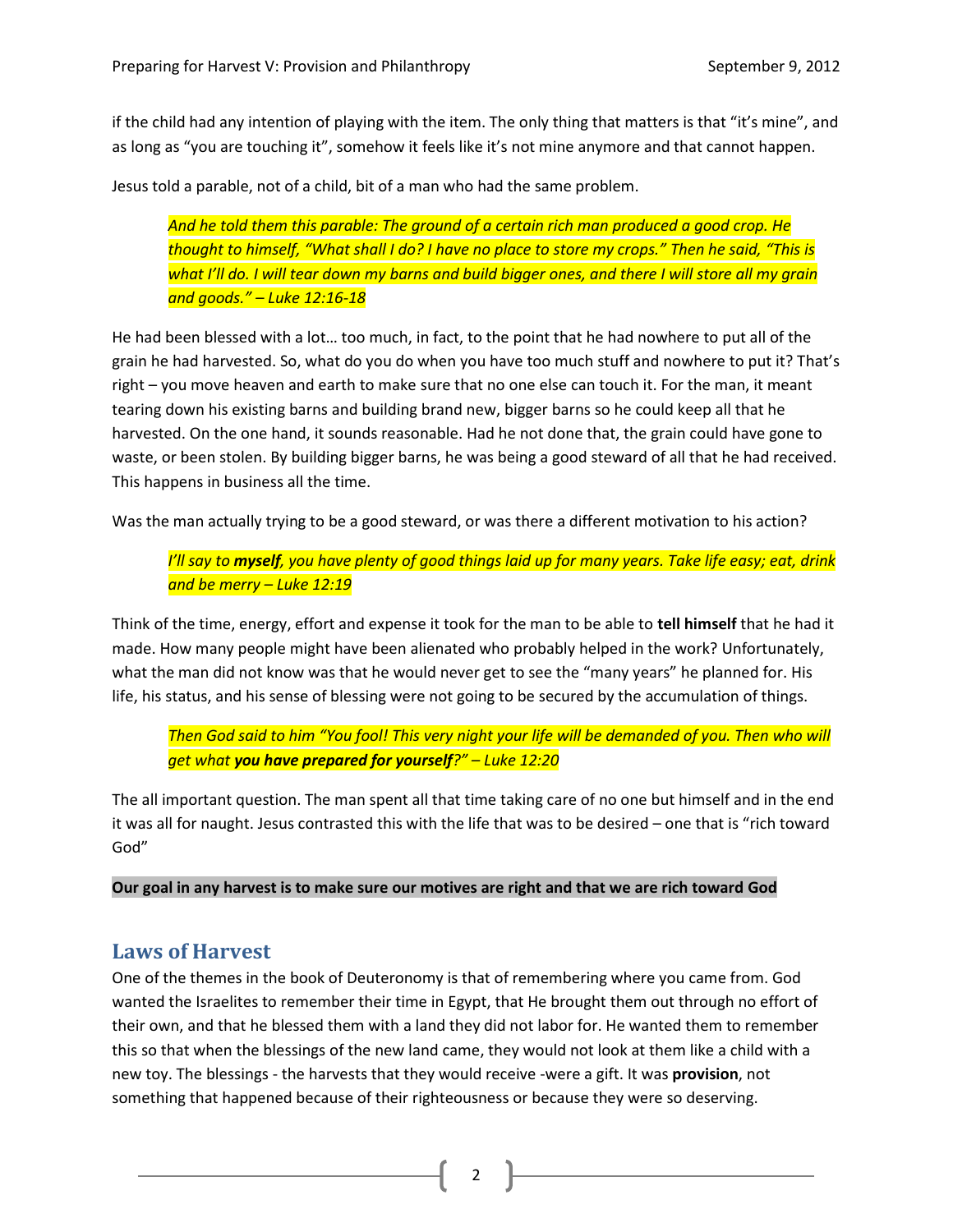if the child had any intention of playing with the item. The only thing that matters is that "it's mine", and as long as "you are touching it", somehow it feels like it's not mine anymore and that cannot happen.

Jesus told a parable, not of a child, bit of a man who had the same problem.

> *And he told them this parable: The ground of a certain rich man produced a good crop. He thought to himself, "What shall I do? I have no place to store my crops." Then he said, "This is what I'll do. I will tear down my barns and build bigger ones, and there I will store all my grain and goods." – Luke 12:16-18*

He had been blessed with a lot… too much, in fact, to the point that he had nowhere to put all of the grain he had harvested. So, what do you do when you have too much stuff and nowhere to put it? That's right – you move heaven and earth to make sure that no one else can touch it. For the man, it meant tearing down his existing barns and building brand new, bigger barns so he could keep all that he harvested. On the one hand, it sounds reasonable. Had he not done that, the grain could have gone to waste, or been stolen. By building bigger barns, he was being a good steward of all that he had received. This happens in business all the time.

Was the man actually trying to be a good steward, or was there a different motivation to his action?

> *I'll say to **myself**, you have plenty of good things laid up for many years. Take life easy; eat, drink and be merry – Luke 12:19*

Think of the time, energy, effort and expense it took for the man to be able to **tell himself** that he had it made. How many people might have been alienated who probably helped in the work? Unfortunately, what the man did not know was that he would never get to see the "many years" he planned for. His life, his status, and his sense of blessing were not going to be secured by the accumulation of things.

> *Then God said to him "You fool! This very night your life will be demanded of you. Then who will get what **you have prepared for yourself**?" – Luke 12:20*

The all important question. The man spent all that time taking care of no one but himself and in the end it was all for naught. Jesus contrasted this with the life that was to be desired – one that is "rich toward God"

**Our goal in any harvest is to make sure our motives are right and that we are rich toward God**

## Laws of Harvest

One of the themes in the book of Deuteronomy is that of remembering where you came from. God wanted the Israelites to remember their time in Egypt, that He brought them out through no effort of their own, and that he blessed them with a land they did not labor for. He wanted them to remember this so that when the blessings of the new land came, they would not look at them like a child with a new toy. The blessings - the harvests that they would receive -were a gift. It was **provision**, not something that happened because of their righteousness or because they were so deserving.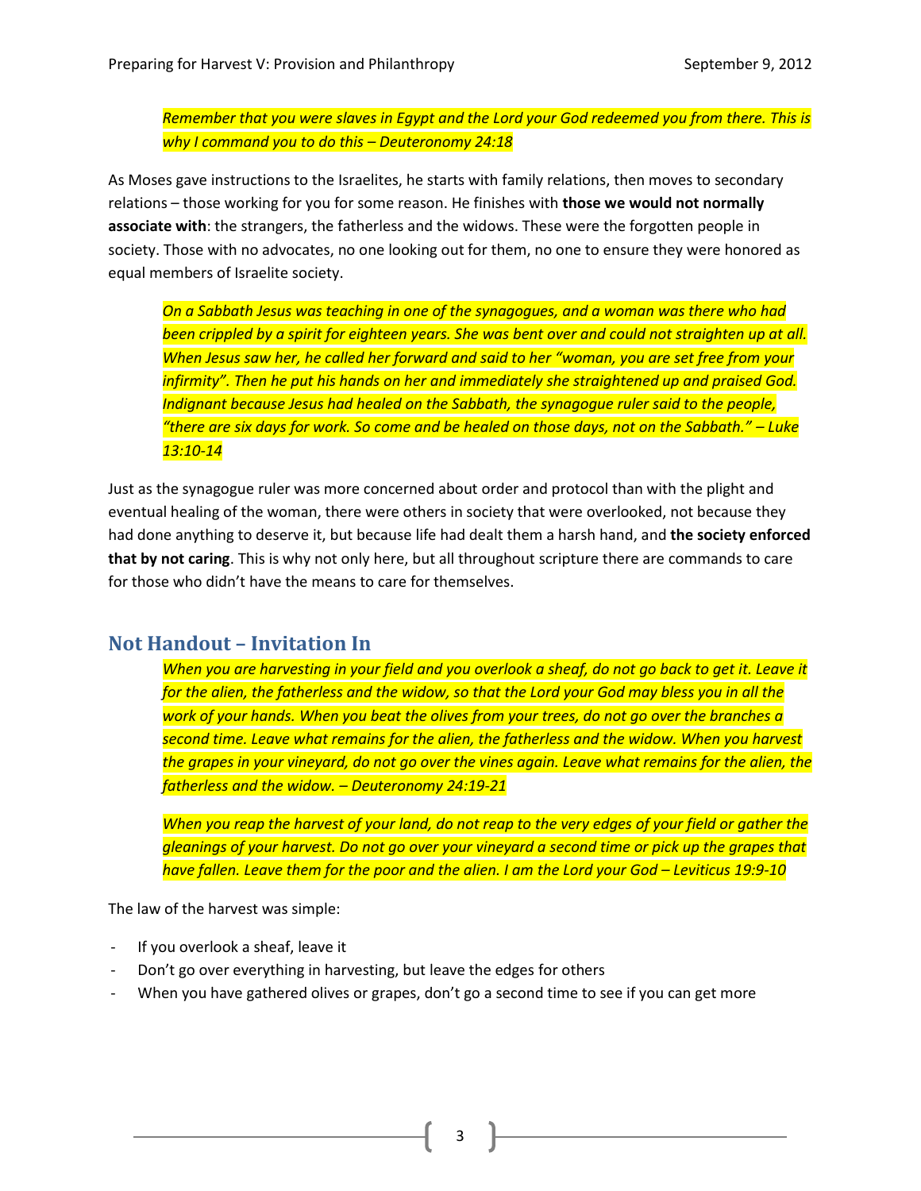> *Remember that you were slaves in Egypt and the Lord your God redeemed you from there. This is why I command you to do this – Deuteronomy 24:18*

As Moses gave instructions to the Israelites, he starts with family relations, then moves to secondary relations – those working for you for some reason. He finishes with **those we would not normally associate with**: the strangers, the fatherless and the widows. These were the forgotten people in society. Those with no advocates, no one looking out for them, no one to ensure they were honored as equal members of Israelite society.

> *On a Sabbath Jesus was teaching in one of the synagogues, and a woman was there who had been crippled by a spirit for eighteen years. She was bent over and could not straighten up at all. When Jesus saw her, he called her forward and said to her "woman, you are set free from your infirmity". Then he put his hands on her and immediately she straightened up and praised God. Indignant because Jesus had healed on the Sabbath, the synagogue ruler said to the people, "there are six days for work. So come and be healed on those days, not on the Sabbath." – Luke 13:10-14*

Just as the synagogue ruler was more concerned about order and protocol than with the plight and eventual healing of the woman, there were others in society that were overlooked, not because they had done anything to deserve it, but because life had dealt them a harsh hand, and **the society enforced that by not caring**. This is why not only here, but all throughout scripture there are commands to care for those who didn't have the means to care for themselves.

## Not Handout – Invitation In

> *When you are harvesting in your field and you overlook a sheaf, do not go back to get it. Leave it for the alien, the fatherless and the widow, so that the Lord your God may bless you in all the work of your hands. When you beat the olives from your trees, do not go over the branches a second time. Leave what remains for the alien, the fatherless and the widow. When you harvest the grapes in your vineyard, do not go over the vines again. Leave what remains for the alien, the fatherless and the widow. – Deuteronomy 24:19-21*

> *When you reap the harvest of your land, do not reap to the very edges of your field or gather the gleanings of your harvest. Do not go over your vineyard a second time or pick up the grapes that have fallen. Leave them for the poor and the alien. I am the Lord your God – Leviticus 19:9-10*

The law of the harvest was simple:

- If you overlook a sheaf, leave it
- Don't go over everything in harvesting, but leave the edges for others
- When you have gathered olives or grapes, don't go a second time to see if you can get more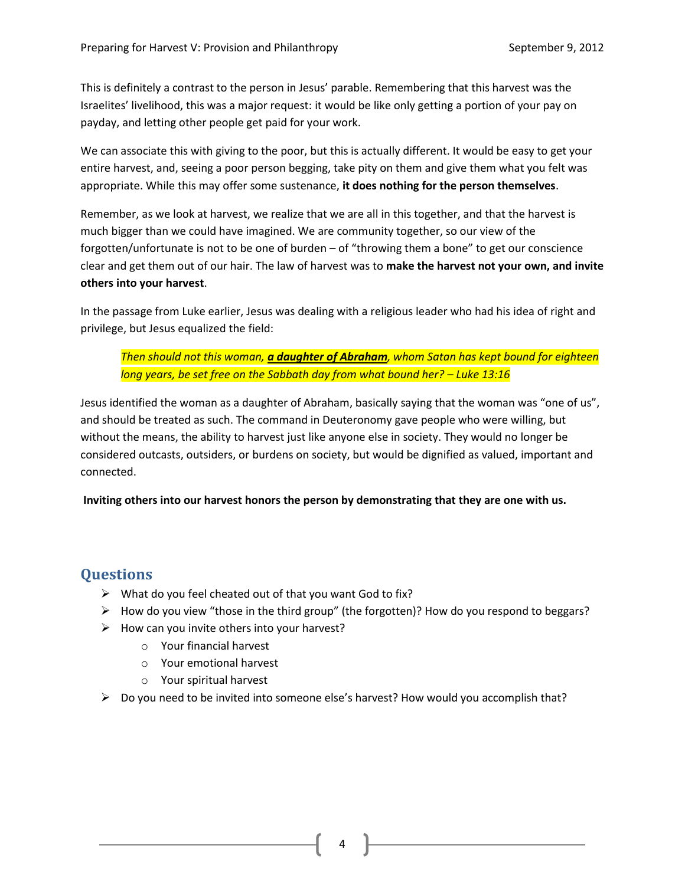This is definitely a contrast to the person in Jesus' parable. Remembering that this harvest was the Israelites' livelihood, this was a major request: it would be like only getting a portion of your pay on payday, and letting other people get paid for your work.

We can associate this with giving to the poor, but this is actually different. It would be easy to get your entire harvest, and, seeing a poor person begging, take pity on them and give them what you felt was appropriate. While this may offer some sustenance, **it does nothing for the person themselves**.

Remember, as we look at harvest, we realize that we are all in this together, and that the harvest is much bigger than we could have imagined. We are community together, so our view of the forgotten/unfortunate is not to be one of burden – of "throwing them a bone" to get our conscience clear and get them out of our hair. The law of harvest was to **make the harvest not your own, and invite others into your harvest**.

In the passage from Luke earlier, Jesus was dealing with a religious leader who had his idea of right and privilege, but Jesus equalized the field:

> *Then should not this woman, **a daughter of Abraham**, whom Satan has kept bound for eighteen long years, be set free on the Sabbath day from what bound her? – Luke 13:16*

Jesus identified the woman as a daughter of Abraham, basically saying that the woman was "one of us", and should be treated as such. The command in Deuteronomy gave people who were willing, but without the means, the ability to harvest just like anyone else in society. They would no longer be considered outcasts, outsiders, or burdens on society, but would be dignified as valued, important and connected.

**Inviting others into our harvest honors the person by demonstrating that they are one with us.**

## Questions

- What do you feel cheated out of that you want God to fix?
- How do you view "those in the third group" (the forgotten)? How do you respond to beggars?
- How can you invite others into your harvest?
  - Your financial harvest
  - Your emotional harvest
  - Your spiritual harvest
- Do you need to be invited into someone else's harvest? How would you accomplish that?